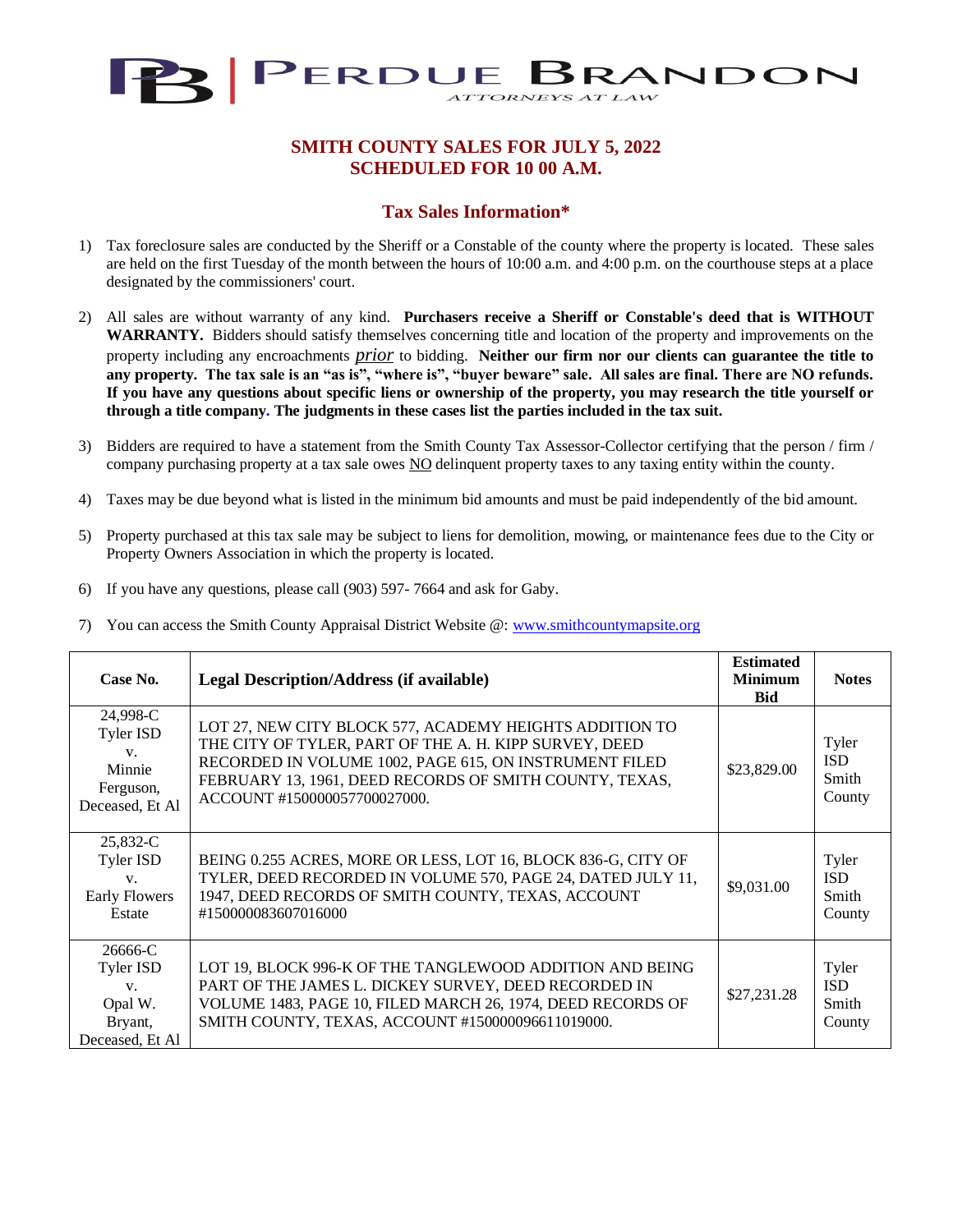PERDUE BRANDON
ATTORNEYS AT LAW

## SMITH COUNTY SALES FOR JULY 5, 2022
## SCHEDULED FOR 10 00 A.M.

### Tax Sales Information*

1) Tax foreclosure sales are conducted by the Sheriff or a Constable of the county where the property is located. These sales are held on the first Tuesday of the month between the hours of 10:00 a.m. and 4:00 p.m. on the courthouse steps at a place designated by the commissioners' court.

2) All sales are without warranty of any kind. **Purchasers receive a Sheriff or Constable's deed that is WITHOUT WARRANTY.** Bidders should satisfy themselves concerning title and location of the property and improvements on the property including any encroachments *prior* to bidding. **Neither our firm nor our clients can guarantee the title to any property. The tax sale is an "as is", "where is", "buyer beware" sale. All sales are final. There are NO refunds. If you have any questions about specific liens or ownership of the property, you may research the title yourself or through a title company. The judgments in these cases list the parties included in the tax suit.**

3) Bidders are required to have a statement from the Smith County Tax Assessor-Collector certifying that the person / firm / company purchasing property at a tax sale owes NO delinquent property taxes to any taxing entity within the county.

4) Taxes may be due beyond what is listed in the minimum bid amounts and must be paid independently of the bid amount.

5) Property purchased at this tax sale may be subject to liens for demolition, mowing, or maintenance fees due to the City or Property Owners Association in which the property is located.

6) If you have any questions, please call (903) 597- 7664 and ask for Gaby.

7) You can access the Smith County Appraisal District Website @: www.smithcountymapsite.org

| Case No. | Legal Description/Address (if available) | Estimated Minimum Bid | Notes |
|---|---|---|---|
| 24,998-C Tyler ISD v. Minnie Ferguson, Deceased, Et Al | LOT 27, NEW CITY BLOCK 577, ACADEMY HEIGHTS ADDITION TO THE CITY OF TYLER, PART OF THE A. H. KIPP SURVEY, DEED RECORDED IN VOLUME 1002, PAGE 615, ON INSTRUMENT FILED FEBRUARY 13, 1961, DEED RECORDS OF SMITH COUNTY, TEXAS, ACCOUNT #150000057700027000. | $23,829.00 | Tyler ISD Smith County |
| 25,832-C Tyler ISD v. Early Flowers Estate | BEING 0.255 ACRES, MORE OR LESS, LOT 16, BLOCK 836-G, CITY OF TYLER, DEED RECORDED IN VOLUME 570, PAGE 24, DATED JULY 11, 1947, DEED RECORDS OF SMITH COUNTY, TEXAS, ACCOUNT #150000083607016000 | $9,031.00 | Tyler ISD Smith County |
| 26666-C Tyler ISD v. Opal W. Bryant, Deceased, Et Al | LOT 19, BLOCK 996-K OF THE TANGLEWOOD ADDITION AND BEING PART OF THE JAMES L. DICKEY SURVEY, DEED RECORDED IN VOLUME 1483, PAGE 10, FILED MARCH 26, 1974, DEED RECORDS OF SMITH COUNTY, TEXAS, ACCOUNT #150000096611019000. | $27,231.28 | Tyler ISD Smith County |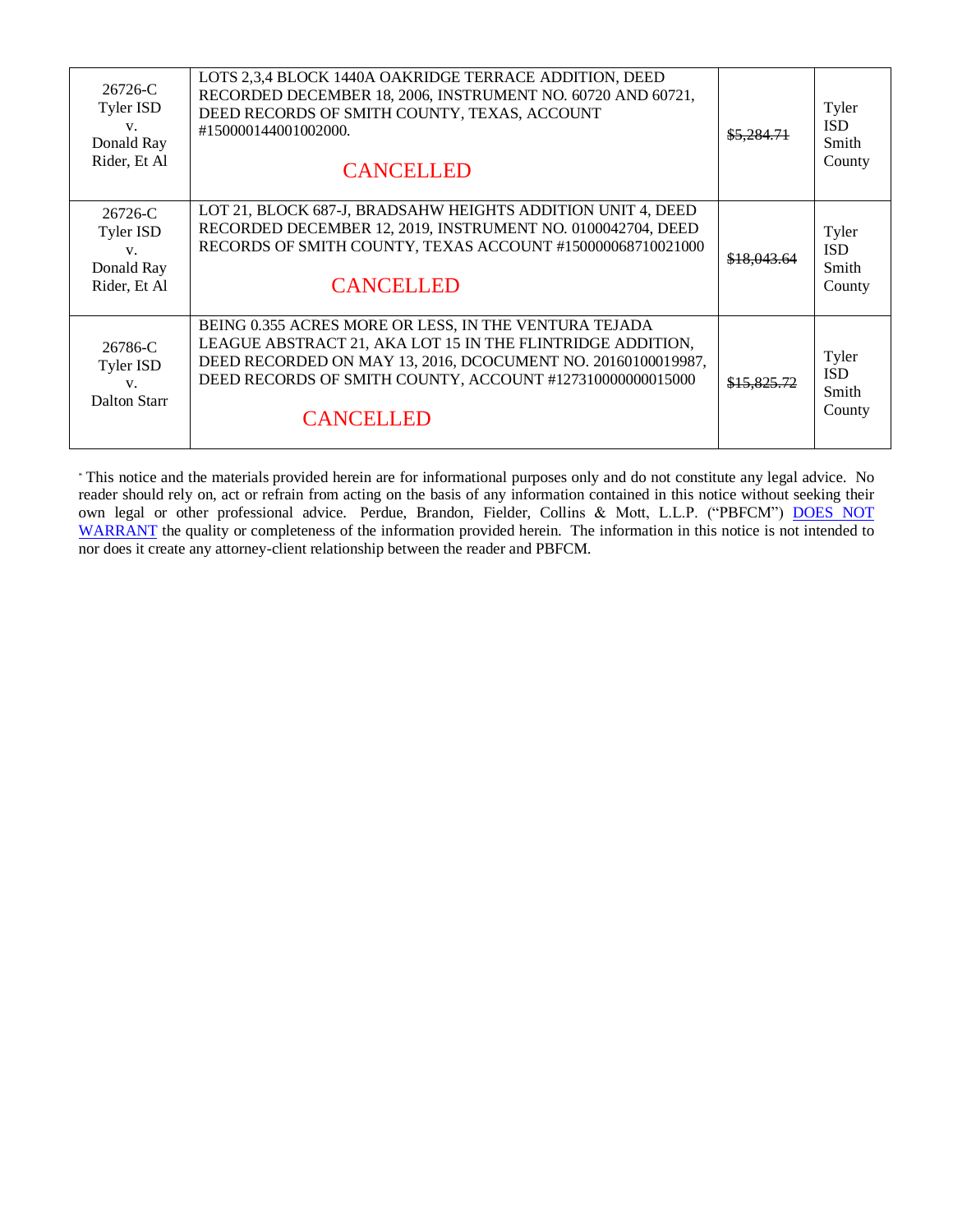| | | | |
|---|---|---|---|
| 26726-C Tyler ISD v. Donald Ray Rider, Et Al | LOTS 2,3,4 BLOCK 1440A OAKRIDGE TERRACE ADDITION, DEED RECORDED DECEMBER 18, 2006, INSTRUMENT NO. 60720 AND 60721, DEED RECORDS OF SMITH COUNTY, TEXAS, ACCOUNT #150000144001002000. CANCELLED | ~~$5,284.71~~ | Tyler ISD Smith County |
| 26726-C Tyler ISD v. Donald Ray Rider, Et Al | LOT 21, BLOCK 687-J, BRADSAHW HEIGHTS ADDITION UNIT 4, DEED RECORDED DECEMBER 12, 2019, INSTRUMENT NO. 0100042704, DEED RECORDS OF SMITH COUNTY, TEXAS ACCOUNT #150000068710021000 CANCELLED | ~~$18,043.64~~ | Tyler ISD Smith County |
| 26786-C Tyler ISD v. Dalton Starr | BEING 0.355 ACRES MORE OR LESS, IN THE VENTURA TEJADA LEAGUE ABSTRACT 21, AKA LOT 15 IN THE FLINTRIDGE ADDITION, DEED RECORDED ON MAY 13, 2016, DCOCUMENT NO. 20160100019987, DEED RECORDS OF SMITH COUNTY, ACCOUNT #127310000000015000 CANCELLED | ~~$15,825.72~~ | Tyler ISD Smith County |

* This notice and the materials provided herein are for informational purposes only and do not constitute any legal advice. No reader should rely on, act or refrain from acting on the basis of any information contained in this notice without seeking their own legal or other professional advice. Perdue, Brandon, Fielder, Collins & Mott, L.L.P. ("PBFCM") DOES NOT WARRANT the quality or completeness of the information provided herein. The information in this notice is not intended to nor does it create any attorney-client relationship between the reader and PBFCM.